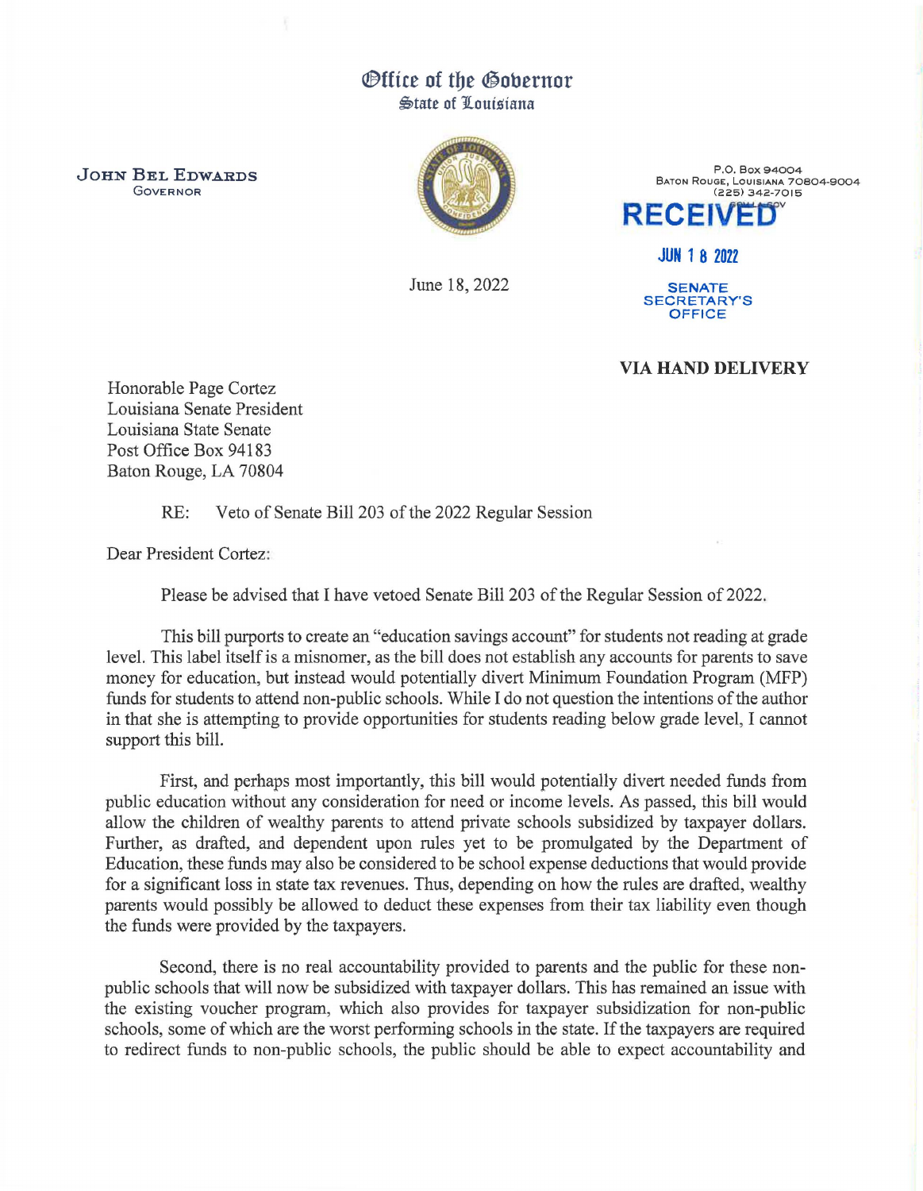# Office of the Governor
## State of Louisiana

**JOHN BEL EDWARDS**
GOVERNOR

P.O. Box 94004
Baton Rouge, Louisiana 70804-9004
(225) 342-7015

RECEIVED

JUN 18 2022

SENATE SECRETARY'S OFFICE

June 18, 2022

**VIA HAND DELIVERY**

Honorable Page Cortez
Louisiana Senate President
Louisiana State Senate
Post Office Box 94183
Baton Rouge, LA 70804

RE: Veto of Senate Bill 203 of the 2022 Regular Session

Dear President Cortez:

Please be advised that I have vetoed Senate Bill 203 of the Regular Session of 2022.

This bill purports to create an "education savings account" for students not reading at grade level. This label itself is a misnomer, as the bill does not establish any accounts for parents to save money for education, but instead would potentially divert Minimum Foundation Program (MFP) funds for students to attend non-public schools. While I do not question the intentions of the author in that she is attempting to provide opportunities for students reading below grade level, I cannot support this bill.

First, and perhaps most importantly, this bill would potentially divert needed funds from public education without any consideration for need or income levels. As passed, this bill would allow the children of wealthy parents to attend private schools subsidized by taxpayer dollars. Further, as drafted, and dependent upon rules yet to be promulgated by the Department of Education, these funds may also be considered to be school expense deductions that would provide for a significant loss in state tax revenues. Thus, depending on how the rules are drafted, wealthy parents would possibly be allowed to deduct these expenses from their tax liability even though the funds were provided by the taxpayers.

Second, there is no real accountability provided to parents and the public for these non-public schools that will now be subsidized with taxpayer dollars. This has remained an issue with the existing voucher program, which also provides for taxpayer subsidization for non-public schools, some of which are the worst performing schools in the state. If the taxpayers are required to redirect funds to non-public schools, the public should be able to expect accountability and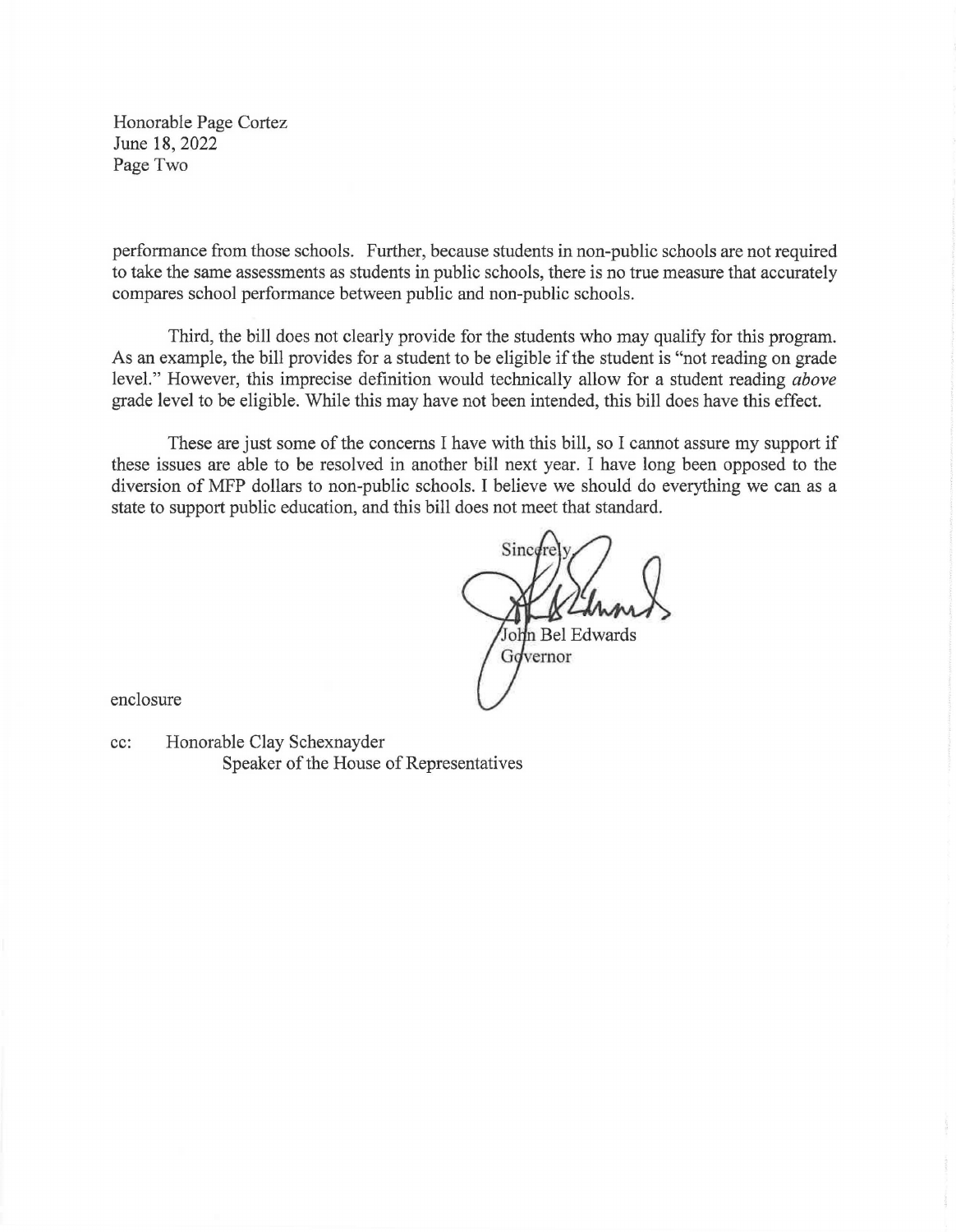performance from those schools. Further, because students in non-public schools are not required to take the same assessments as students in public schools, there is no true measure that accurately compares school performance between public and non-public schools.

Third, the bill does not clearly provide for the students who may qualify for this program. As an example, the bill provides for a student to be eligible if the student is "not reading on grade level." However, this imprecise definition would technically allow for a student reading *above* grade level to be eligible. While this may have not been intended, this bill does have this effect.

These are just some of the concerns I have with this bill, so I cannot assure my support if these issues are able to be resolved in another bill next year. I have long been opposed to the diversion of MFP dollars to non-public schools. I believe we should do everything we can as a state to support public education, and this bill does not meet that standard.

Sincerely,

John Bel Edwards
Governor

enclosure

cc: Honorable Clay Schexnayder
Speaker of the House of Representatives